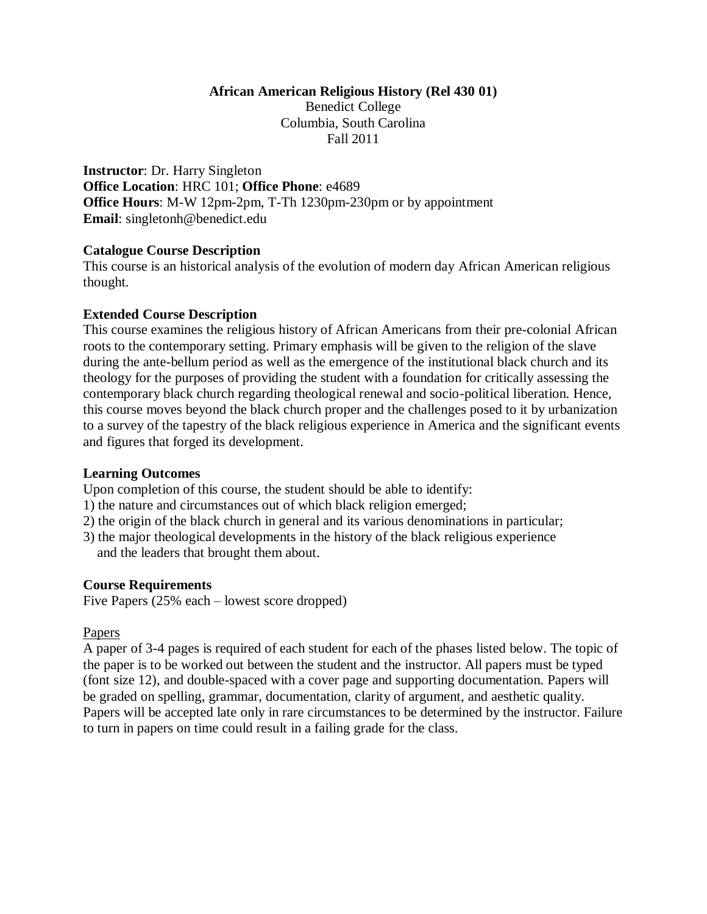# African American Religious History (Rel 430 01)

Benedict College
Columbia, South Carolina
Fall 2011

**Instructor**: Dr. Harry Singleton
**Office Location**: HRC 101; **Office Phone**: e4689
**Office Hours**: M-W 12pm-2pm, T-Th 1230pm-230pm or by appointment
**Email**: singletonh@benedict.edu

## Catalogue Course Description

This course is an historical analysis of the evolution of modern day African American religious thought.

## Extended Course Description

This course examines the religious history of African Americans from their pre-colonial African roots to the contemporary setting. Primary emphasis will be given to the religion of the slave during the ante-bellum period as well as the emergence of the institutional black church and its theology for the purposes of providing the student with a foundation for critically assessing the contemporary black church regarding theological renewal and socio-political liberation. Hence, this course moves beyond the black church proper and the challenges posed to it by urbanization to a survey of the tapestry of the black religious experience in America and the significant events and figures that forged its development.

## Learning Outcomes

Upon completion of this course, the student should be able to identify:

1) the nature and circumstances out of which black religion emerged;
2) the origin of the black church in general and its various denominations in particular;
3) the major theological developments in the history of the black religious experience and the leaders that brought them about.

## Course Requirements

Five Papers (25% each – lowest score dropped)

### Papers

A paper of 3-4 pages is required of each student for each of the phases listed below. The topic of the paper is to be worked out between the student and the instructor. All papers must be typed (font size 12), and double-spaced with a cover page and supporting documentation. Papers will be graded on spelling, grammar, documentation, clarity of argument, and aesthetic quality. Papers will be accepted late only in rare circumstances to be determined by the instructor. Failure to turn in papers on time could result in a failing grade for the class.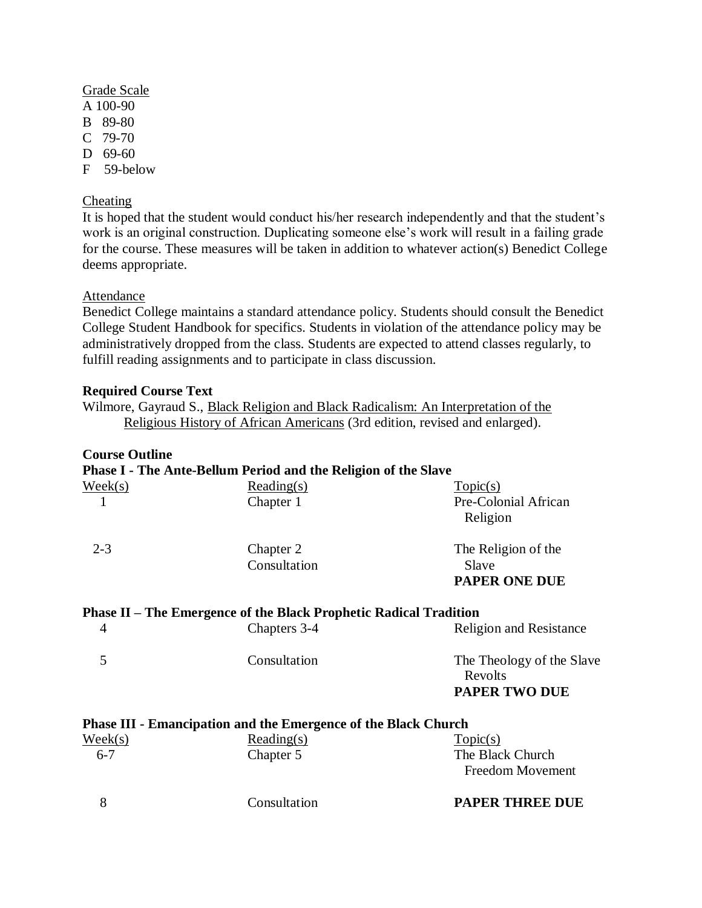Grade Scale

A 100-90
B 89-80
C 79-70
D 69-60
F 59-below

Cheating

It is hoped that the student would conduct his/her research independently and that the student's work is an original construction. Duplicating someone else's work will result in a failing grade for the course. These measures will be taken in addition to whatever action(s) Benedict College deems appropriate.

Attendance

Benedict College maintains a standard attendance policy. Students should consult the Benedict College Student Handbook for specifics. Students in violation of the attendance policy may be administratively dropped from the class. Students are expected to attend classes regularly, to fulfill reading assignments and to participate in class discussion.

**Required Course Text**

Wilmore, Gayraud S., Black Religion and Black Radicalism: An Interpretation of the Religious History of African Americans (3rd edition, revised and enlarged).

**Course Outline**

**Phase I - The Ante-Bellum Period and the Religion of the Slave**

| Week(s) | Reading(s) | Topic(s) |
|---|---|---|
| 1 | Chapter 1 | Pre-Colonial African Religion |
| 2-3 | Chapter 2<br>Consultation | The Religion of the Slave<br>**PAPER ONE DUE** |

**Phase II – The Emergence of the Black Prophetic Radical Tradition**

| Week(s) | Reading(s) | Topic(s) |
|---|---|---|
| 4 | Chapters 3-4 | Religion and Resistance |
| 5 | Consultation | The Theology of the Slave Revolts<br>**PAPER TWO DUE** |

**Phase III - Emancipation and the Emergence of the Black Church**

| Week(s) | Reading(s) | Topic(s) |
|---|---|---|
| 6-7 | Chapter 5 | The Black Church Freedom Movement |
| 8 | Consultation | **PAPER THREE DUE** |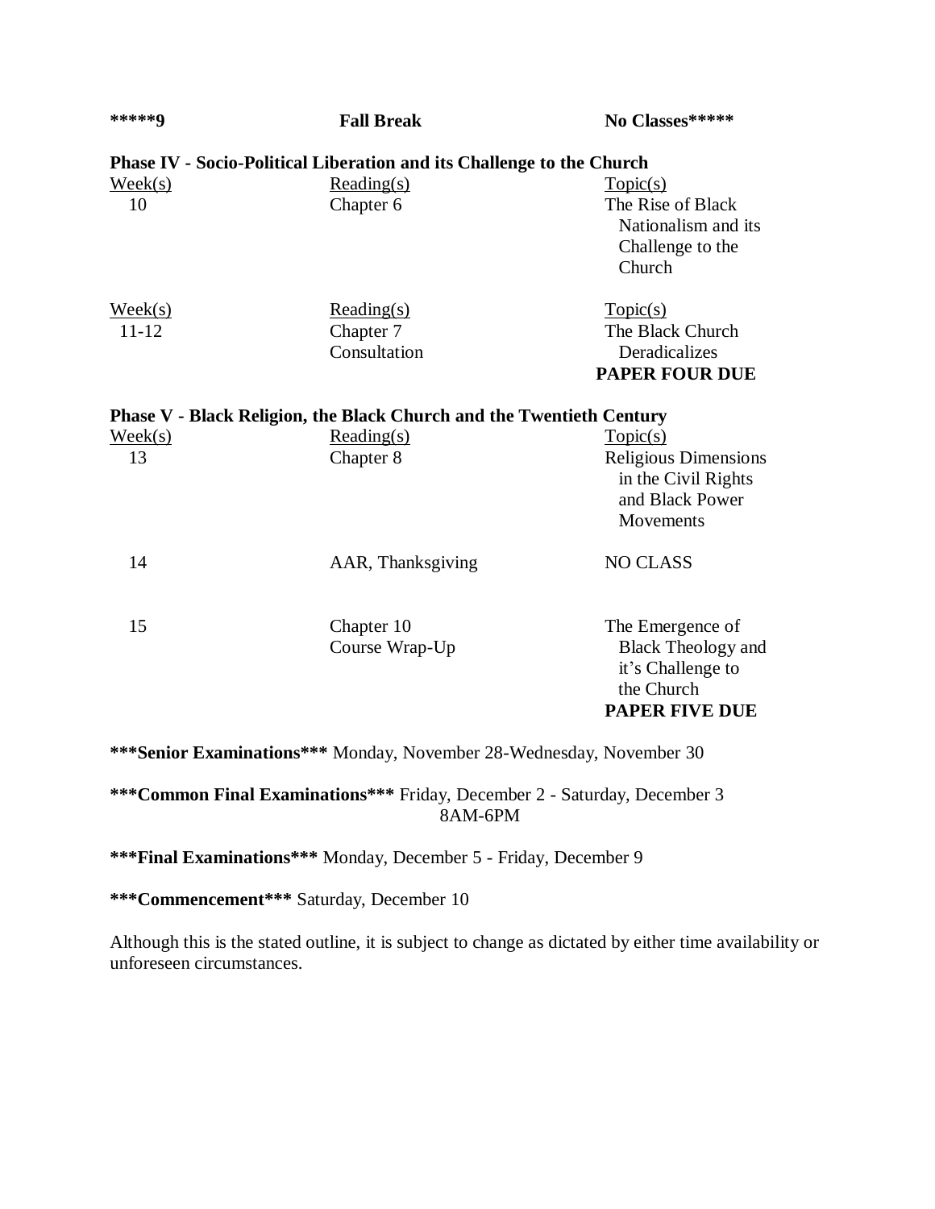| *****9 | **Fall Break** | **No Classes*****
| --- | --- | --- |

**Phase IV - Socio-Political Liberation and its Challenge to the Church**

| Week(s) | Reading(s) | Topic(s) |
| --- | --- | --- |
| 10 | Chapter 6 | The Rise of Black Nationalism and its Challenge to the Church |
| 11-12 | Chapter 7<br>Consultation | The Black Church Deradicalizes<br>**PAPER FOUR DUE** |

**Phase V - Black Religion, the Black Church and the Twentieth Century**

| Week(s) | Reading(s) | Topic(s) |
| --- | --- | --- |
| 13 | Chapter 8 | Religious Dimensions in the Civil Rights and Black Power Movements |
| 14 | AAR, Thanksgiving | NO CLASS |
| 15 | Chapter 10<br>Course Wrap-Up | The Emergence of Black Theology and it's Challenge to the Church<br>**PAPER FIVE DUE** |

**\*\*\*Senior Examinations\*\*\*** Monday, November 28-Wednesday, November 30

**\*\*\*Common Final Examinations\*\*\*** Friday, December 2 - Saturday, December 3 8AM-6PM

**\*\*\*Final Examinations\*\*\*** Monday, December 5 - Friday, December 9

**\*\*\*Commencement\*\*\*** Saturday, December 10

Although this is the stated outline, it is subject to change as dictated by either time availability or unforeseen circumstances.